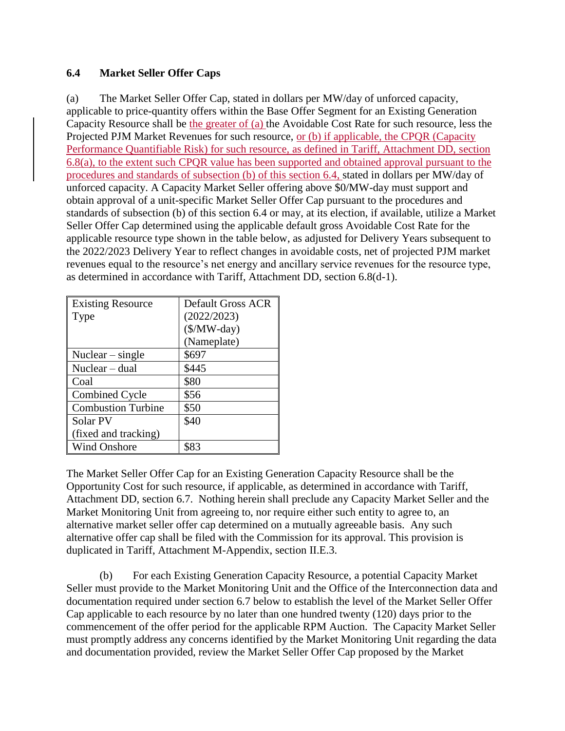### 6.4 Market Seller Offer Caps

(a) The Market Seller Offer Cap, stated in dollars per MW/day of unforced capacity, applicable to price-quantity offers within the Base Offer Segment for an Existing Generation Capacity Resource shall be the greater of (a) the Avoidable Cost Rate for such resource, less the Projected PJM Market Revenues for such resource, or (b) if applicable, the CPQR (Capacity Performance Quantifiable Risk) for such resource, as defined in Tariff, Attachment DD, section 6.8(a), to the extent such CPQR value has been supported and obtained approval pursuant to the procedures and standards of subsection (b) of this section 6.4, stated in dollars per MW/day of unforced capacity. A Capacity Market Seller offering above $0/MW-day must support and obtain approval of a unit-specific Market Seller Offer Cap pursuant to the procedures and standards of subsection (b) of this section 6.4 or may, at its election, if available, utilize a Market Seller Offer Cap determined using the applicable default gross Avoidable Cost Rate for the applicable resource type shown in the table below, as adjusted for Delivery Years subsequent to the 2022/2023 Delivery Year to reflect changes in avoidable costs, net of projected PJM market revenues equal to the resource's net energy and ancillary service revenues for the resource type, as determined in accordance with Tariff, Attachment DD, section 6.8(d-1).

| Existing Resource Type | Default Gross ACR (2022/2023) ($/MW-day) (Nameplate) |
|---|---|
| Nuclear – single | $697 |
| Nuclear – dual | $445 |
| Coal | $80 |
| Combined Cycle | $56 |
| Combustion Turbine | $50 |
| Solar PV (fixed and tracking) | $40 |
| Wind Onshore | $83 |

The Market Seller Offer Cap for an Existing Generation Capacity Resource shall be the Opportunity Cost for such resource, if applicable, as determined in accordance with Tariff, Attachment DD, section 6.7. Nothing herein shall preclude any Capacity Market Seller and the Market Monitoring Unit from agreeing to, nor require either such entity to agree to, an alternative market seller offer cap determined on a mutually agreeable basis. Any such alternative offer cap shall be filed with the Commission for its approval. This provision is duplicated in Tariff, Attachment M-Appendix, section II.E.3.

(b) For each Existing Generation Capacity Resource, a potential Capacity Market Seller must provide to the Market Monitoring Unit and the Office of the Interconnection data and documentation required under section 6.7 below to establish the level of the Market Seller Offer Cap applicable to each resource by no later than one hundred twenty (120) days prior to the commencement of the offer period for the applicable RPM Auction. The Capacity Market Seller must promptly address any concerns identified by the Market Monitoring Unit regarding the data and documentation provided, review the Market Seller Offer Cap proposed by the Market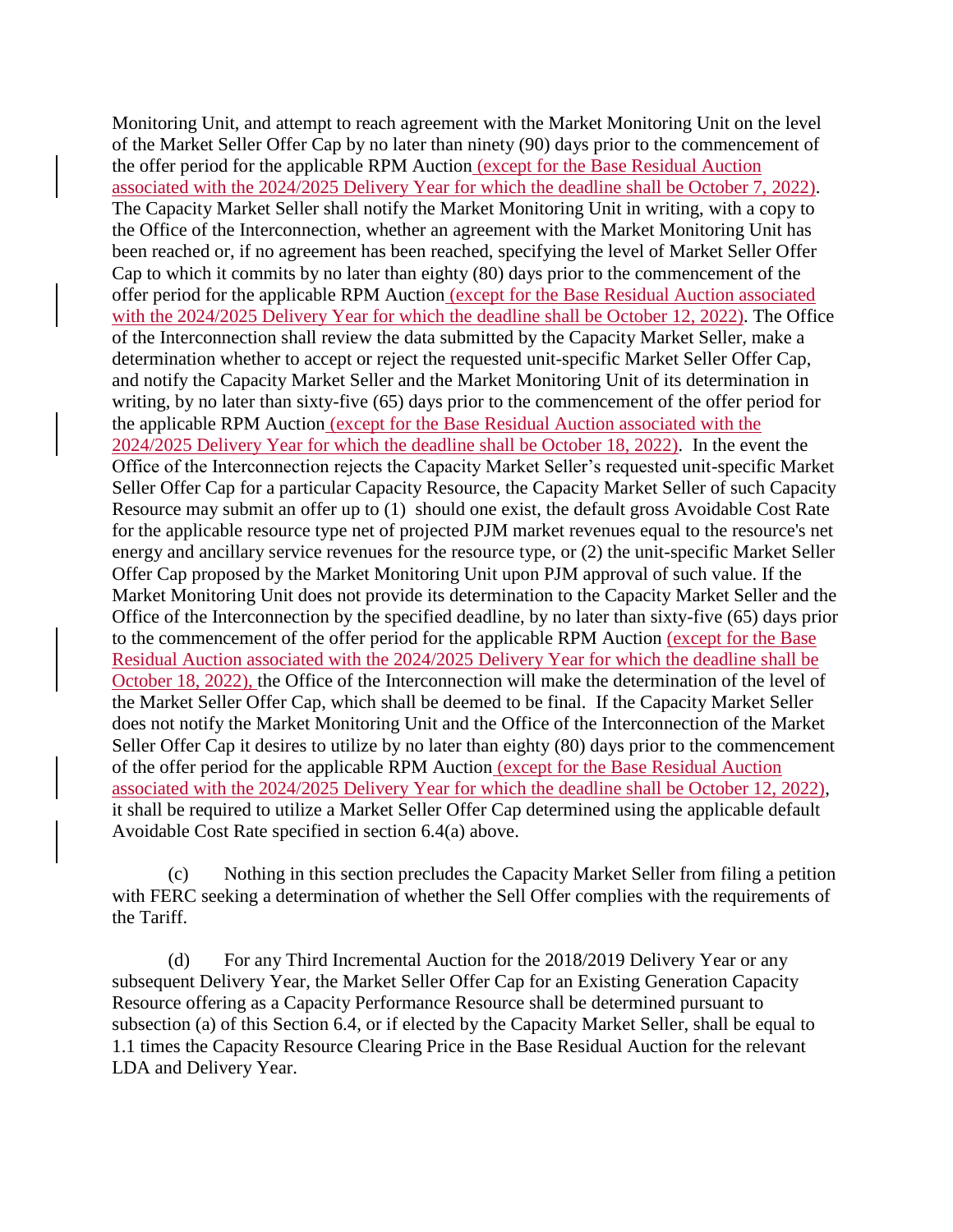Monitoring Unit, and attempt to reach agreement with the Market Monitoring Unit on the level of the Market Seller Offer Cap by no later than ninety (90) days prior to the commencement of the offer period for the applicable RPM Auction (except for the Base Residual Auction associated with the 2024/2025 Delivery Year for which the deadline shall be October 7, 2022). The Capacity Market Seller shall notify the Market Monitoring Unit in writing, with a copy to the Office of the Interconnection, whether an agreement with the Market Monitoring Unit has been reached or, if no agreement has been reached, specifying the level of Market Seller Offer Cap to which it commits by no later than eighty (80) days prior to the commencement of the offer period for the applicable RPM Auction (except for the Base Residual Auction associated with the 2024/2025 Delivery Year for which the deadline shall be October 12, 2022). The Office of the Interconnection shall review the data submitted by the Capacity Market Seller, make a determination whether to accept or reject the requested unit-specific Market Seller Offer Cap, and notify the Capacity Market Seller and the Market Monitoring Unit of its determination in writing, by no later than sixty-five (65) days prior to the commencement of the offer period for the applicable RPM Auction (except for the Base Residual Auction associated with the 2024/2025 Delivery Year for which the deadline shall be October 18, 2022). In the event the Office of the Interconnection rejects the Capacity Market Seller's requested unit-specific Market Seller Offer Cap for a particular Capacity Resource, the Capacity Market Seller of such Capacity Resource may submit an offer up to (1) should one exist, the default gross Avoidable Cost Rate for the applicable resource type net of projected PJM market revenues equal to the resource's net energy and ancillary service revenues for the resource type, or (2) the unit-specific Market Seller Offer Cap proposed by the Market Monitoring Unit upon PJM approval of such value. If the Market Monitoring Unit does not provide its determination to the Capacity Market Seller and the Office of the Interconnection by the specified deadline, by no later than sixty-five (65) days prior to the commencement of the offer period for the applicable RPM Auction (except for the Base Residual Auction associated with the 2024/2025 Delivery Year for which the deadline shall be October 18, 2022), the Office of the Interconnection will make the determination of the level of the Market Seller Offer Cap, which shall be deemed to be final. If the Capacity Market Seller does not notify the Market Monitoring Unit and the Office of the Interconnection of the Market Seller Offer Cap it desires to utilize by no later than eighty (80) days prior to the commencement of the offer period for the applicable RPM Auction (except for the Base Residual Auction associated with the 2024/2025 Delivery Year for which the deadline shall be October 12, 2022), it shall be required to utilize a Market Seller Offer Cap determined using the applicable default Avoidable Cost Rate specified in section 6.4(a) above.

(c) Nothing in this section precludes the Capacity Market Seller from filing a petition with FERC seeking a determination of whether the Sell Offer complies with the requirements of the Tariff.

(d) For any Third Incremental Auction for the 2018/2019 Delivery Year or any subsequent Delivery Year, the Market Seller Offer Cap for an Existing Generation Capacity Resource offering as a Capacity Performance Resource shall be determined pursuant to subsection (a) of this Section 6.4, or if elected by the Capacity Market Seller, shall be equal to 1.1 times the Capacity Resource Clearing Price in the Base Residual Auction for the relevant LDA and Delivery Year.